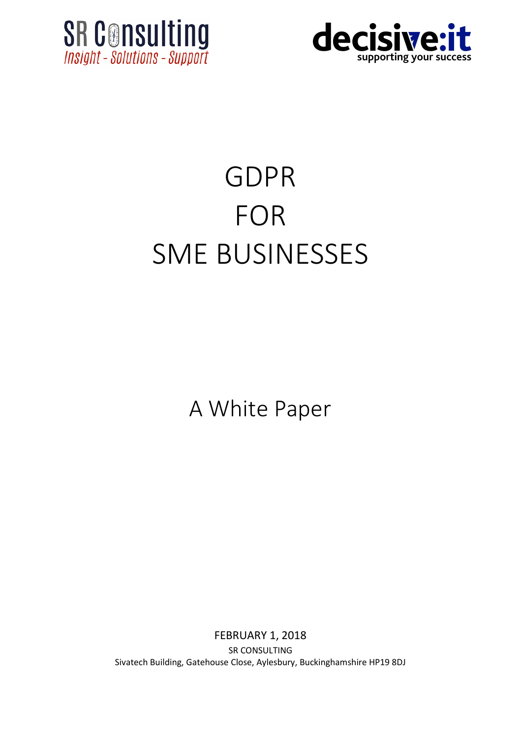SR Consulting
*Insight - Solutions - Support*

decisive:it
supporting your success

# GDPR FOR SME BUSINESSES

A White Paper

FEBRUARY 1, 2018

SR CONSULTING

Sivatech Building, Gatehouse Close, Aylesbury, Buckinghamshire HP19 8DJ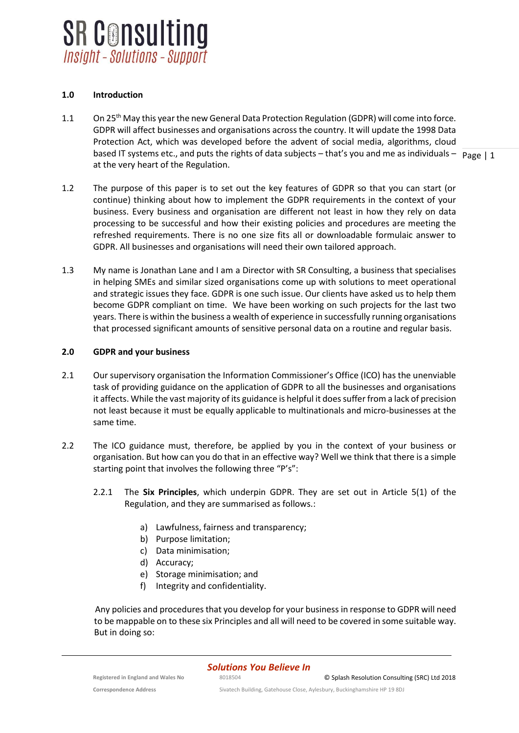## 1.0 Introduction

1.1 On 25th May this year the new General Data Protection Regulation (GDPR) will come into force. GDPR will affect businesses and organisations across the country. It will update the 1998 Data Protection Act, which was developed before the advent of social media, algorithms, cloud based IT systems etc., and puts the rights of data subjects – that's you and me as individuals – at the very heart of the Regulation.

1.2 The purpose of this paper is to set out the key features of GDPR so that you can start (or continue) thinking about how to implement the GDPR requirements in the context of your business. Every business and organisation are different not least in how they rely on data processing to be successful and how their existing policies and procedures are meeting the refreshed requirements. There is no one size fits all or downloadable formulaic answer to GDPR. All businesses and organisations will need their own tailored approach.

1.3 My name is Jonathan Lane and I am a Director with SR Consulting, a business that specialises in helping SMEs and similar sized organisations come up with solutions to meet operational and strategic issues they face. GDPR is one such issue. Our clients have asked us to help them become GDPR compliant on time. We have been working on such projects for the last two years. There is within the business a wealth of experience in successfully running organisations that processed significant amounts of sensitive personal data on a routine and regular basis.

## 2.0 GDPR and your business

2.1 Our supervisory organisation the Information Commissioner's Office (ICO) has the unenviable task of providing guidance on the application of GDPR to all the businesses and organisations it affects. While the vast majority of its guidance is helpful it does suffer from a lack of precision not least because it must be equally applicable to multinationals and micro-businesses at the same time.

2.2 The ICO guidance must, therefore, be applied by you in the context of your business or organisation. But how can you do that in an effective way? Well we think that there is a simple starting point that involves the following three "P's":

2.2.1 The **Six Principles**, which underpin GDPR. They are set out in Article 5(1) of the Regulation, and they are summarised as follows.:

a) Lawfulness, fairness and transparency;
b) Purpose limitation;
c) Data minimisation;
d) Accuracy;
e) Storage minimisation; and
f) Integrity and confidentiality.

Any policies and procedures that you develop for your business in response to GDPR will need to be mappable on to these six Principles and all will need to be covered in some suitable way. But in doing so: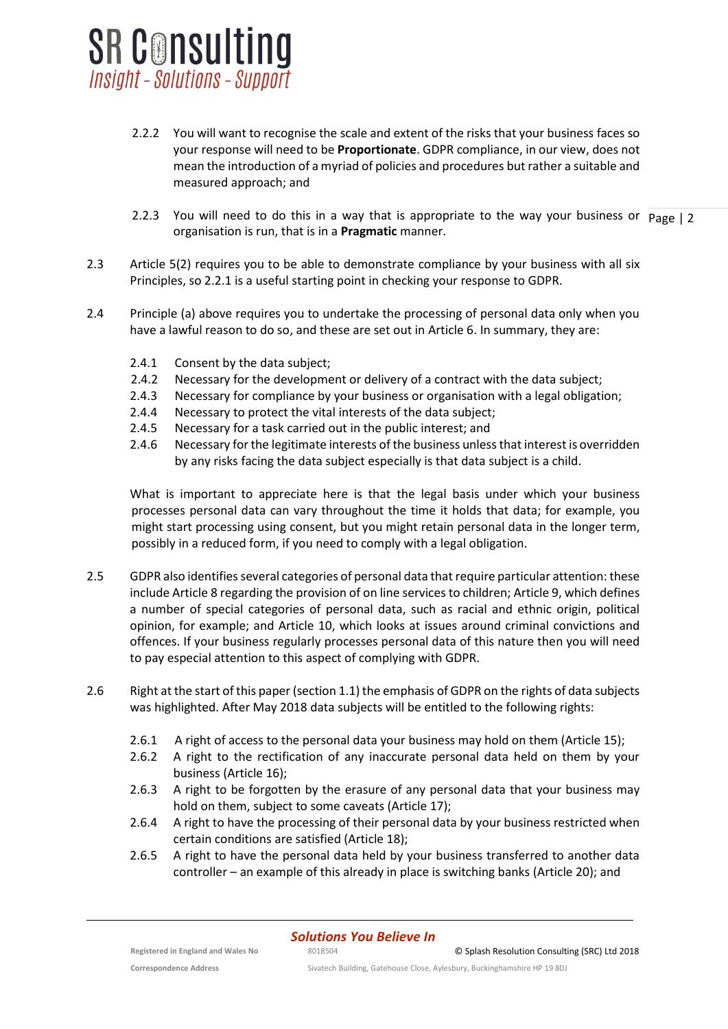2.2.2 You will want to recognise the scale and extent of the risks that your business faces so your response will need to be **Proportionate**. GDPR compliance, in our view, does not mean the introduction of a myriad of policies and procedures but rather a suitable and measured approach; and

2.2.3 You will need to do this in a way that is appropriate to the way your business or organisation is run, that is in a **Pragmatic** manner.

2.3 Article 5(2) requires you to be able to demonstrate compliance by your business with all six Principles, so 2.2.1 is a useful starting point in checking your response to GDPR.

2.4 Principle (a) above requires you to undertake the processing of personal data only when you have a lawful reason to do so, and these are set out in Article 6. In summary, they are:

2.4.1 Consent by the data subject;
2.4.2 Necessary for the development or delivery of a contract with the data subject;
2.4.3 Necessary for compliance by your business or organisation with a legal obligation;
2.4.4 Necessary to protect the vital interests of the data subject;
2.4.5 Necessary for a task carried out in the public interest; and
2.4.6 Necessary for the legitimate interests of the business unless that interest is overridden by any risks facing the data subject especially is that data subject is a child.

What is important to appreciate here is that the legal basis under which your business processes personal data can vary throughout the time it holds that data; for example, you might start processing using consent, but you might retain personal data in the longer term, possibly in a reduced form, if you need to comply with a legal obligation.

2.5 GDPR also identifies several categories of personal data that require particular attention: these include Article 8 regarding the provision of on line services to children; Article 9, which defines a number of special categories of personal data, such as racial and ethnic origin, political opinion, for example; and Article 10, which looks at issues around criminal convictions and offences. If your business regularly processes personal data of this nature then you will need to pay especial attention to this aspect of complying with GDPR.

2.6 Right at the start of this paper (section 1.1) the emphasis of GDPR on the rights of data subjects was highlighted. After May 2018 data subjects will be entitled to the following rights:

2.6.1 A right of access to the personal data your business may hold on them (Article 15);
2.6.2 A right to the rectification of any inaccurate personal data held on them by your business (Article 16);
2.6.3 A right to be forgotten by the erasure of any personal data that your business may hold on them, subject to some caveats (Article 17);
2.6.4 A right to have the processing of their personal data by your business restricted when certain conditions are satisfied (Article 18);
2.6.5 A right to have the personal data held by your business transferred to another data controller – an example of this already in place is switching banks (Article 20); and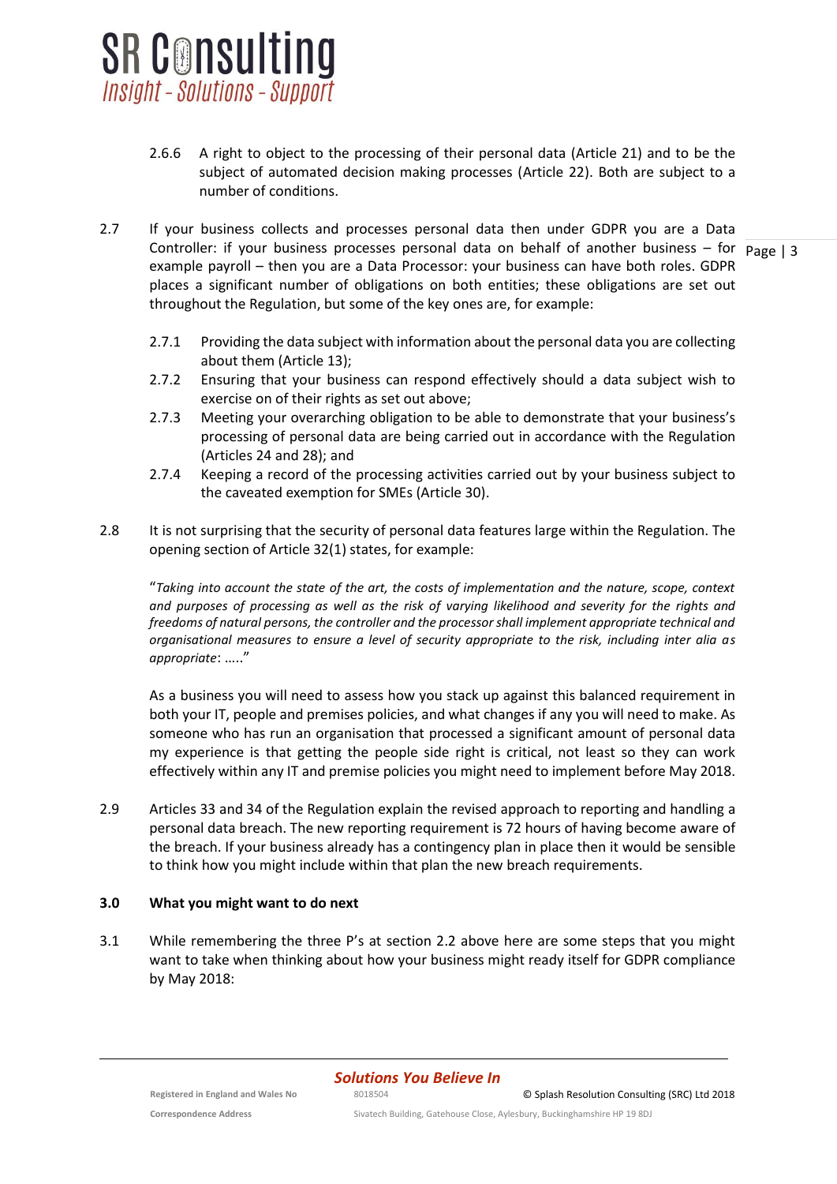2.6.6 A right to object to the processing of their personal data (Article 21) and to be the subject of automated decision making processes (Article 22). Both are subject to a number of conditions.

2.7 If your business collects and processes personal data then under GDPR you are a Data Controller: if your business processes personal data on behalf of another business – for example payroll – then you are a Data Processor: your business can have both roles. GDPR places a significant number of obligations on both entities; these obligations are set out throughout the Regulation, but some of the key ones are, for example:

2.7.1 Providing the data subject with information about the personal data you are collecting about them (Article 13);

2.7.2 Ensuring that your business can respond effectively should a data subject wish to exercise on of their rights as set out above;

2.7.3 Meeting your overarching obligation to be able to demonstrate that your business's processing of personal data are being carried out in accordance with the Regulation (Articles 24 and 28); and

2.7.4 Keeping a record of the processing activities carried out by your business subject to the caveated exemption for SMEs (Article 30).

2.8 It is not surprising that the security of personal data features large within the Regulation. The opening section of Article 32(1) states, for example:

"*Taking into account the state of the art, the costs of implementation and the nature, scope, context and purposes of processing as well as the risk of varying likelihood and severity for the rights and freedoms of natural persons, the controller and the processor shall implement appropriate technical and organisational measures to ensure a level of security appropriate to the risk, including inter alia as appropriate*: ….."

As a business you will need to assess how you stack up against this balanced requirement in both your IT, people and premises policies, and what changes if any you will need to make. As someone who has run an organisation that processed a significant amount of personal data my experience is that getting the people side right is critical, not least so they can work effectively within any IT and premise policies you might need to implement before May 2018.

2.9 Articles 33 and 34 of the Regulation explain the revised approach to reporting and handling a personal data breach. The new reporting requirement is 72 hours of having become aware of the breach. If your business already has a contingency plan in place then it would be sensible to think how you might include within that plan the new breach requirements.

## 3.0 What you might want to do next

3.1 While remembering the three P's at section 2.2 above here are some steps that you might want to take when thinking about how your business might ready itself for GDPR compliance by May 2018: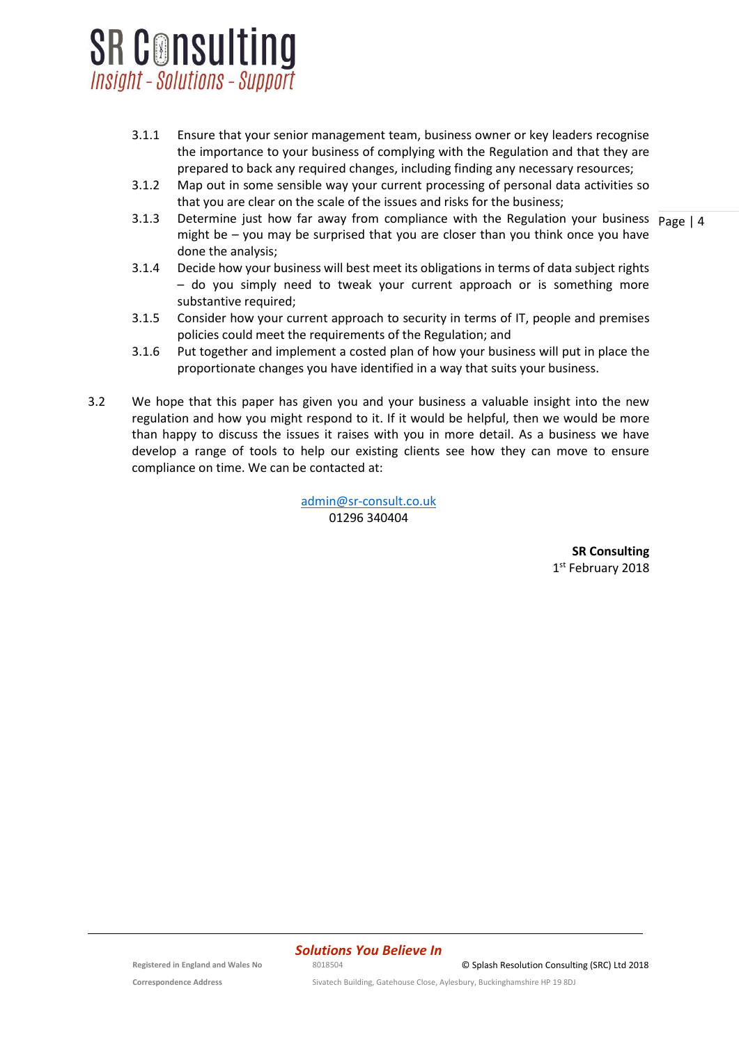3.1.1 Ensure that your senior management team, business owner or key leaders recognise the importance to your business of complying with the Regulation and that they are prepared to back any required changes, including finding any necessary resources;

3.1.2 Map out in some sensible way your current processing of personal data activities so that you are clear on the scale of the issues and risks for the business;

3.1.3 Determine just how far away from compliance with the Regulation your business might be – you may be surprised that you are closer than you think once you have done the analysis;

3.1.4 Decide how your business will best meet its obligations in terms of data subject rights – do you simply need to tweak your current approach or is something more substantive required;

3.1.5 Consider how your current approach to security in terms of IT, people and premises policies could meet the requirements of the Regulation; and

3.1.6 Put together and implement a costed plan of how your business will put in place the proportionate changes you have identified in a way that suits your business.

3.2 We hope that this paper has given you and your business a valuable insight into the new regulation and how you might respond to it. If it would be helpful, then we would be more than happy to discuss the issues it raises with you in more detail. As a business we have develop a range of tools to help our existing clients see how they can move to ensure compliance on time. We can be contacted at:

admin@sr-consult.co.uk
01296 340404

**SR Consulting**
1st February 2018